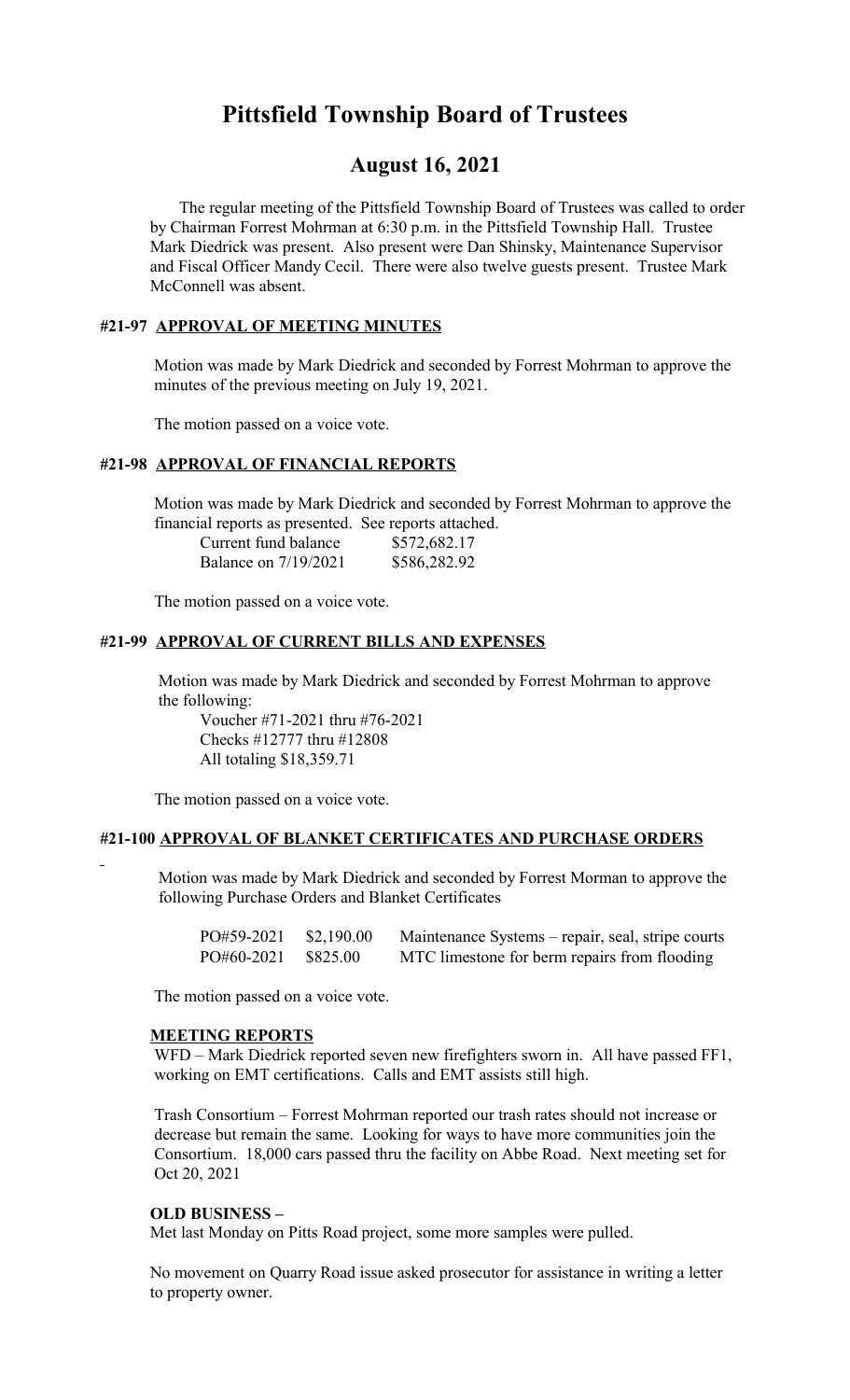# Pittsfield Township Board of Trustees

## August 16, 2021

The regular meeting of the Pittsfield Township Board of Trustees was called to order by Chairman Forrest Mohrman at 6:30 p.m. in the Pittsfield Township Hall. Trustee Mark Diedrick was present. Also present were Dan Shinsky, Maintenance Supervisor and Fiscal Officer Mandy Cecil. There were also twelve guests present. Trustee Mark McConnell was absent.

### #21-97 APPROVAL OF MEETING MINUTES

Motion was made by Mark Diedrick and seconded by Forrest Mohrman to approve the minutes of the previous meeting on July 19, 2021.

The motion passed on a voice vote.

### #21-98 APPROVAL OF FINANCIAL REPORTS

Motion was made by Mark Diedrick and seconded by Forrest Mohrman to approve the financial reports as presented. See reports attached.

| | |
|---|---|
| Current fund balance | $572,682.17 |
| Balance on 7/19/2021 | $586,282.92 |

The motion passed on a voice vote.

### #21-99 APPROVAL OF CURRENT BILLS AND EXPENSES

Motion was made by Mark Diedrick and seconded by Forrest Mohrman to approve the following:

Voucher #71-2021 thru #76-2021
Checks #12777 thru #12808
All totaling $18,359.71

The motion passed on a voice vote.

### #21-100 APPROVAL OF BLANKET CERTIFICATES AND PURCHASE ORDERS

Motion was made by Mark Diedrick and seconded by Forrest Morman to approve the following Purchase Orders and Blanket Certificates

| | | |
|---|---|---|
| PO#59-2021 | $2,190.00 | Maintenance Systems – repair, seal, stripe courts |
| PO#60-2021 | $825.00 | MTC limestone for berm repairs from flooding |

The motion passed on a voice vote.

#### MEETING REPORTS

WFD – Mark Diedrick reported seven new firefighters sworn in. All have passed FF1, working on EMT certifications. Calls and EMT assists still high.

Trash Consortium – Forrest Mohrman reported our trash rates should not increase or decrease but remain the same. Looking for ways to have more communities join the Consortium. 18,000 cars passed thru the facility on Abbe Road. Next meeting set for Oct 20, 2021

#### OLD BUSINESS –

Met last Monday on Pitts Road project, some more samples were pulled.

No movement on Quarry Road issue asked prosecutor for assistance in writing a letter to property owner.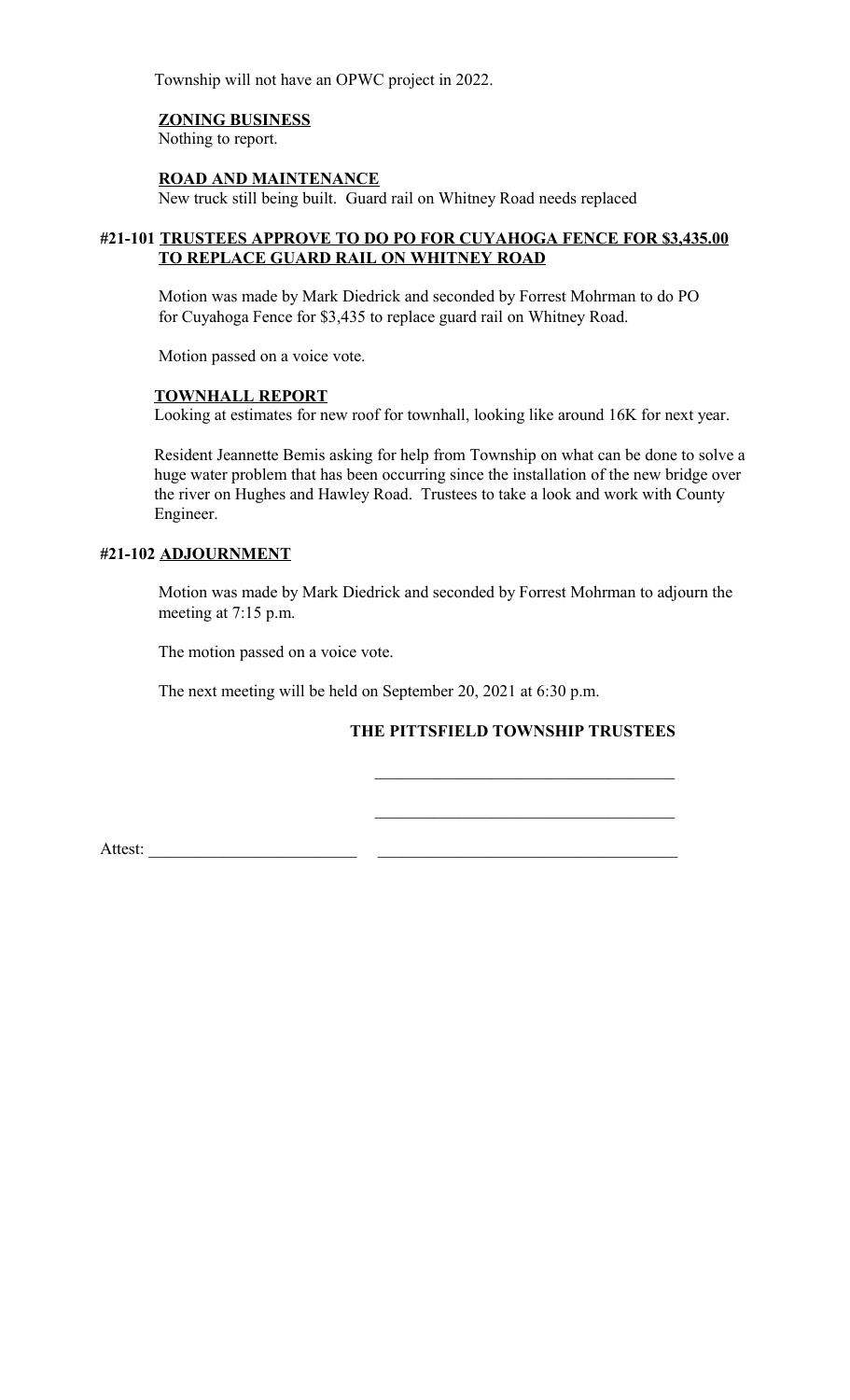Township will not have an OPWC project in 2022.

**ZONING BUSINESS**

Nothing to report.

**ROAD AND MAINTENANCE**

New truck still being built. Guard rail on Whitney Road needs replaced

**#21-101 TRUSTEES APPROVE TO DO PO FOR CUYAHOGA FENCE FOR $3,435.00 TO REPLACE GUARD RAIL ON WHITNEY ROAD**

Motion was made by Mark Diedrick and seconded by Forrest Mohrman to do PO for Cuyahoga Fence for $3,435 to replace guard rail on Whitney Road.

Motion passed on a voice vote.

**TOWNHALL REPORT**

Looking at estimates for new roof for townhall, looking like around 16K for next year.

Resident Jeannette Bemis asking for help from Township on what can be done to solve a huge water problem that has been occurring since the installation of the new bridge over the river on Hughes and Hawley Road. Trustees to take a look and work with County Engineer.

**#21-102 ADJOURNMENT**

Motion was made by Mark Diedrick and seconded by Forrest Mohrman to adjourn the meeting at 7:15 p.m.

The motion passed on a voice vote.

The next meeting will be held on September 20, 2021 at 6:30 p.m.

**THE PITTSFIELD TOWNSHIP TRUSTEES**

\_\_\_\_\_\_\_\_\_\_\_\_\_\_\_\_\_\_\_\_\_\_\_\_\_\_\_\_\_\_\_\_\_\_\_

\_\_\_\_\_\_\_\_\_\_\_\_\_\_\_\_\_\_\_\_\_\_\_\_\_\_\_\_\_\_\_\_\_\_\_

Attest: \_\_\_\_\_\_\_\_\_\_\_\_\_\_\_\_\_\_\_\_\_\_\_\_\_ \_\_\_\_\_\_\_\_\_\_\_\_\_\_\_\_\_\_\_\_\_\_\_\_\_\_\_\_\_\_\_\_\_\_\_